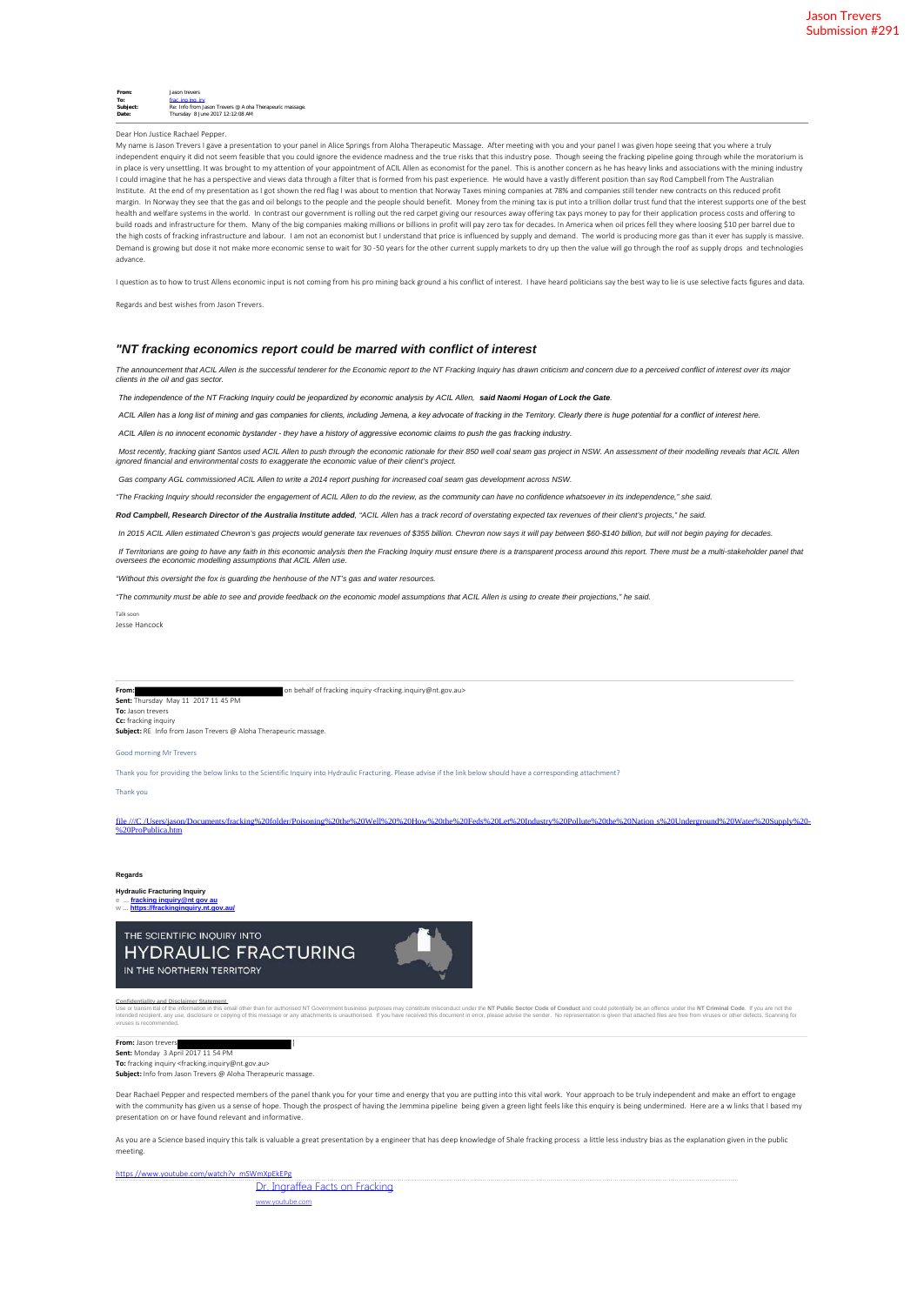Jason Trevers
Submission #291

**From:** Jason trevers
**To:** frac ing inq iry
**Subject:** Re: Info from Jason Trevers @ Aloha Therapeutic massage.
**Date:** Thursday 8 June 2017 12:12:08 AM

Dear Hon Justice Rachael Pepper.

My name is Jason Trevers I gave a presentation to your panel in Alice Springs from Aloha Therapeutic Massage. After meeting with you and your panel I was given hope seeing that you where a truly independent enquiry it did not seem feasible that you could ignore the evidence madness and the true risks that this industry pose. Though seeing the fracking pipeline going through while the moratorium is in place is very unsettling. It was brought to my attention of your appointment of ACIL Allen as economist for the panel. This is another concern as he has heavy links and associations with the mining industry I could imagine that he has a perspective and views data through a filter that is formed from his past experience. He would have a vastly different position than say Rod Campbell from The Australian Institute. At the end of my presentation as I got shown the red flag I was about to mention that Norway Taxes mining companies at 78% and companies still tender new contracts on this reduced profit margin. In Norway they see that the gas and oil belongs to the people and the people should benefit. Money from the mining tax is put into a trillion dollar trust fund that the interest supports one of the best health and welfare systems in the world. In contrast our government is rolling out the red carpet giving our resources away offering tax pays money to pay for their application process costs and offering to build roads and infrastructure for them. Many of the big companies making millions or billions in profit will pay zero tax for decades. In America when oil prices fell they where loosing $10 per barrel due to the high costs of fracking infrastructure and labour. I am not an economist but I understand that price is influenced by supply and demand. The world is producing more gas than it ever has supply is massive. Demand is growing but dose it not make more economic sense to wait for 30 -50 years for the other current supply markets to dry up then the value will go through the roof as supply drops and technologies advance.

I question as to how to trust Allens economic input is not coming from his pro mining back ground a his conflict of interest. I have heard politicians say the best way to lie is use selective facts figures and data.

Regards and best wishes from Jason Trevers.

### *"NT fracking economics report could be marred with conflict of interest*

*The announcement that ACIL Allen is the successful tenderer for the Economic report to the NT Fracking Inquiry has drawn criticism and concern due to a perceived conflict of interest over its major clients in the oil and gas sector.*

*The independence of the NT Fracking Inquiry could be jeopardized by economic analysis by ACIL Allen,* ***said Naomi Hogan of Lock the Gate****.*

*ACIL Allen has a long list of mining and gas companies for clients, including Jemena, a key advocate of fracking in the Territory. Clearly there is huge potential for a conflict of interest here.*

*ACIL Allen is no innocent economic bystander - they have a history of aggressive economic claims to push the gas fracking industry.*

*Most recently, fracking giant Santos used ACIL Allen to push through the economic rationale for their 850 well coal seam gas project in NSW. An assessment of their modelling reveals that ACIL Allen ignored financial and environmental costs to exaggerate the economic value of their client's project.*

*Gas company AGL commissioned ACIL Allen to write a 2014 report pushing for increased coal seam gas development across NSW.*

*"The Fracking Inquiry should reconsider the engagement of ACIL Allen to do the review, as the community can have no confidence whatsoever in its independence," she said.*

***Rod Campbell, Research Director of the Australia Institute added****, "ACIL Allen has a track record of overstating expected tax revenues of their client's projects," he said.*

*In 2015 ACIL Allen estimated Chevron's gas projects would generate tax revenues of $355 billion. Chevron now says it will pay between $60-$140 billion, but will not begin paying for decades.*

*If Territorians are going to have any faith in this economic analysis then the Fracking Inquiry must ensure there is a transparent process around this report. There must be a multi-stakeholder panel that oversees the economic modelling assumptions that ACIL Allen use.*

*"Without this oversight the fox is guarding the henhouse of the NT's gas and water resources.*

*"The community must be able to see and provide feedback on the economic model assumptions that ACIL Allen is using to create their projections," he said.*

Talk soon
Jesse Hancock

**From:** [redacted] on behalf of fracking inquiry <fracking.inquiry@nt.gov.au>
**Sent:** Thursday May 11 2017 11 45 PM
**To:** Jason trevers
**Cc:** fracking inquiry
**Subject:** RE Info from Jason Trevers @ Aloha Therapeutic massage.

Good morning Mr Trevers

Thank you for providing the below links to the Scientific Inquiry into Hydraulic Fracturing. Please advise if the link below should have a corresponding attachment?

Thank you

file ///C /Users/jason/Documents/fracking%20folder/Poisoning%20the%20Well%20%20How%20the%20Feds%20Let%20Industry%20Pollute%20the%20Nation s%20Underground%20Water%20Supply%20-%20ProPublica.htm

**Regards**

**Hydraulic Fracturing Inquiry**
e ... **fracking inquiry@nt gov au**
w ... **https://frackinginquiry.nt.gov.au/**

THE SCIENTIFIC INQUIRY INTO
HYDRAULIC FRACTURING
IN THE NORTHERN TERRITORY

Confidentiality and Disclaimer Statement
Use or transmittal of the information in this email other than for authorised NT Government business purposes may constitute misconduct under the **NT Public Sector Code of Conduct** and could potentially be an offence under the **NT Criminal Code**. If you are not the intended recipient, any use, disclosure or copying of this message or any attachments is unauthorised. If you have received this document in error, please advise the sender. No representation is given that attached files are free from viruses or other defects. Scanning for viruses is recommended.

**From:** Jason trevers [redacted]
**Sent:** Monday 3 April 2017 11 54 PM
**To:** fracking inquiry <fracking.inquiry@nt.gov.au>
**Subject:** Info from Jason Trevers @ Aloha Therapeutic massage.

Dear Rachael Pepper and respected members of the panel thank you for your time and energy that you are putting into this vital work. Your approach to be truly independent and make an effort to engage with the community has given us a sense of hope. Though the prospect of having the Jemmina pipeline being given a green light feels like this enquiry is being undermined. Here are a w links that I based my presentation on or have found relevant and informative.

As you are a Science based inquiry this talk is valuable a great presentation by a engineer that has deep knowledge of Shale fracking process a little less industry bias as the explanation given in the public meeting.

https://www.youtube.com/watch?v_mSWmXpEkEPg

Dr. Ingraffea Facts on Fracking
www.youtube.com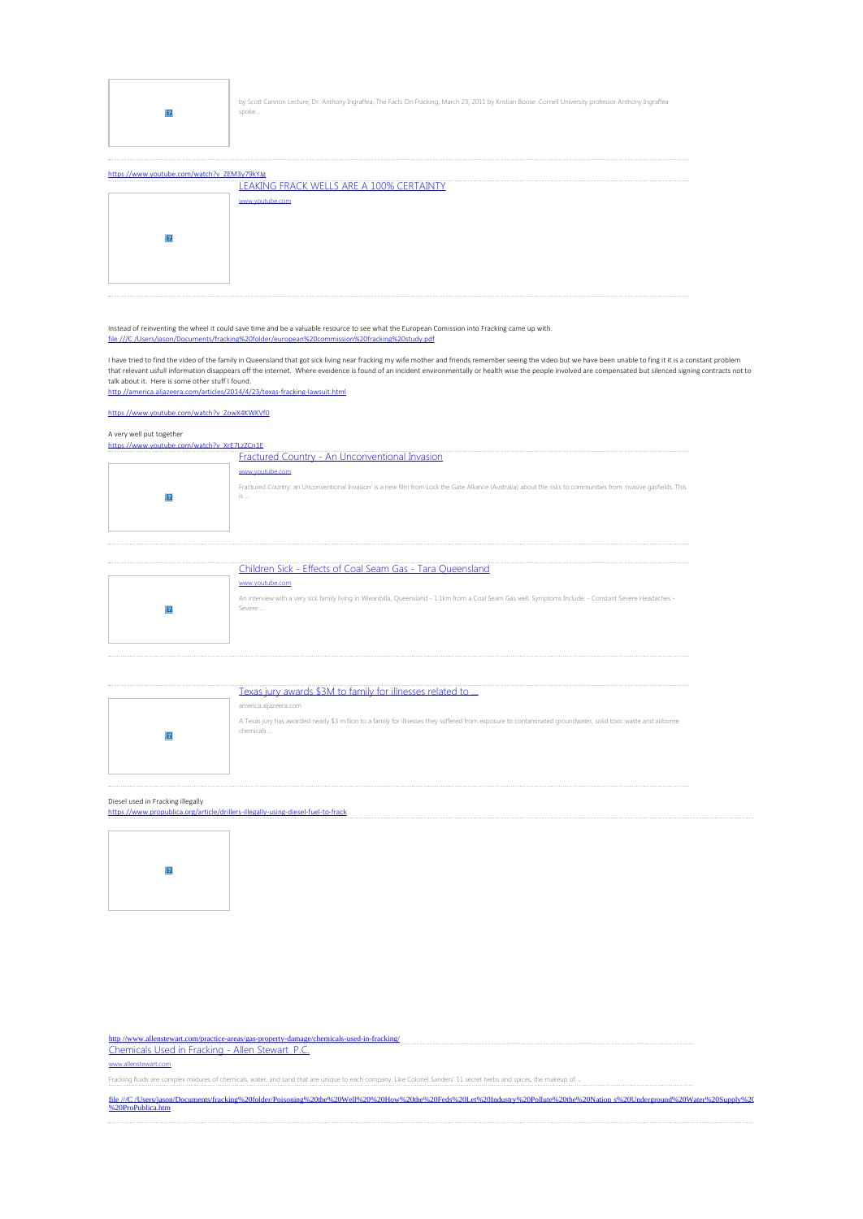by Scott Cannon Lecture; Dr. Anthony Ingraffea, The Facts On Fracking, March 23, 2011 by Kristian Boose .Cornell University professor Anthony Ingraffea spoke...

https //www.youtube.com/watch?v ZEM3y79kYJg

[LEAKING FRACK WELLS ARE A 100% CERTAINTY](https://www.youtube.com/watch?v=ZEM3y79kYJg)

www.youtube.com

Instead of reinventing the wheel it could save time and be a valuable resource to see what the European Comission into Fracking came up with.
file ///C /Users/jason/Documents/fracking%20folder/european%20commission%20fracking%20study.pdf

I have tried to find the video of the family in Queensland that got sick living near fracking my wife mother and friends remember seeing the video but we have been unable to fing it it is a constant problem that relevant usfull information disappears off the internet. Where eveidence is found of an incident environmentally or health wise the people involved are compensated but silenced signing contracts not to talk about it. Here is some other stuff I found.
http //america.aljazeera.com/articles/2014/4/23/texas-fracking-lawsuit.html

https //www.youtube.com/watch?v ZowX4KWKVf0

A very well put together
https //www.youtube.com/watch?v XrE7LzZCn1E

[Fractured Country - An Unconventional Invasion](https://www.youtube.com/watch?v=XrE7LzZCn1E)

www.youtube.com

Fractured Country: an Unconventional Invasion' is a new film from Lock the Gate Alliance (Australia) about the risks to communities from nvasive gasfields. This is ...

[Children Sick - Effects of Coal Seam Gas - Tara Queensland](https://www.youtube.com/watch?v=ZowX4KWKVf0)

www.youtube.com

An interview with a very sick family living in Wieanbilla, Queensland - 1.1km from a Coal Seam Gas well. Symptoms Include: - Constant Severe Headaches - Severe ...

[Texas jury awards $3M to family for illnesses related to ...](http://america.aljazeera.com/articles/2014/4/23/texas-fracking-lawsuit.html)

america.aljazeera.com

A Texas jury has awarded nearly $3 m llion to a family for illnesses they suffered from exposure to contaminated groundwater, solid toxic waste and airborne chemicals ...

Diesel used in Fracking illegally
https //www.propublica.org/article/drillers-illegally-using-diesel-fuel-to-frack

http //www.allenstewart.com/practice-areas/gas-property-damage/chemicals-used-in-fracking/

[Chemicals Used in Fracking - Allen Stewart P.C.](http://www.allenstewart.com/practice-areas/gas-property-damage/chemicals-used-in-fracking/)

www.allenstewart.com

Fracking fluids are complex mixtures of chemicals, water, and sand that are unique to each company. Like Colonel Sanders' 11 secret herbs and spices, the makeup of ...

file ///C /Users/jason/Documents/fracking%20folder/Poisoning%20the%20Well%20%20How%20the%20Feds%20Let%20Industry%20Pollute%20the%20Nation s%20Underground%20Water%20Supply%20%20ProPublica.htm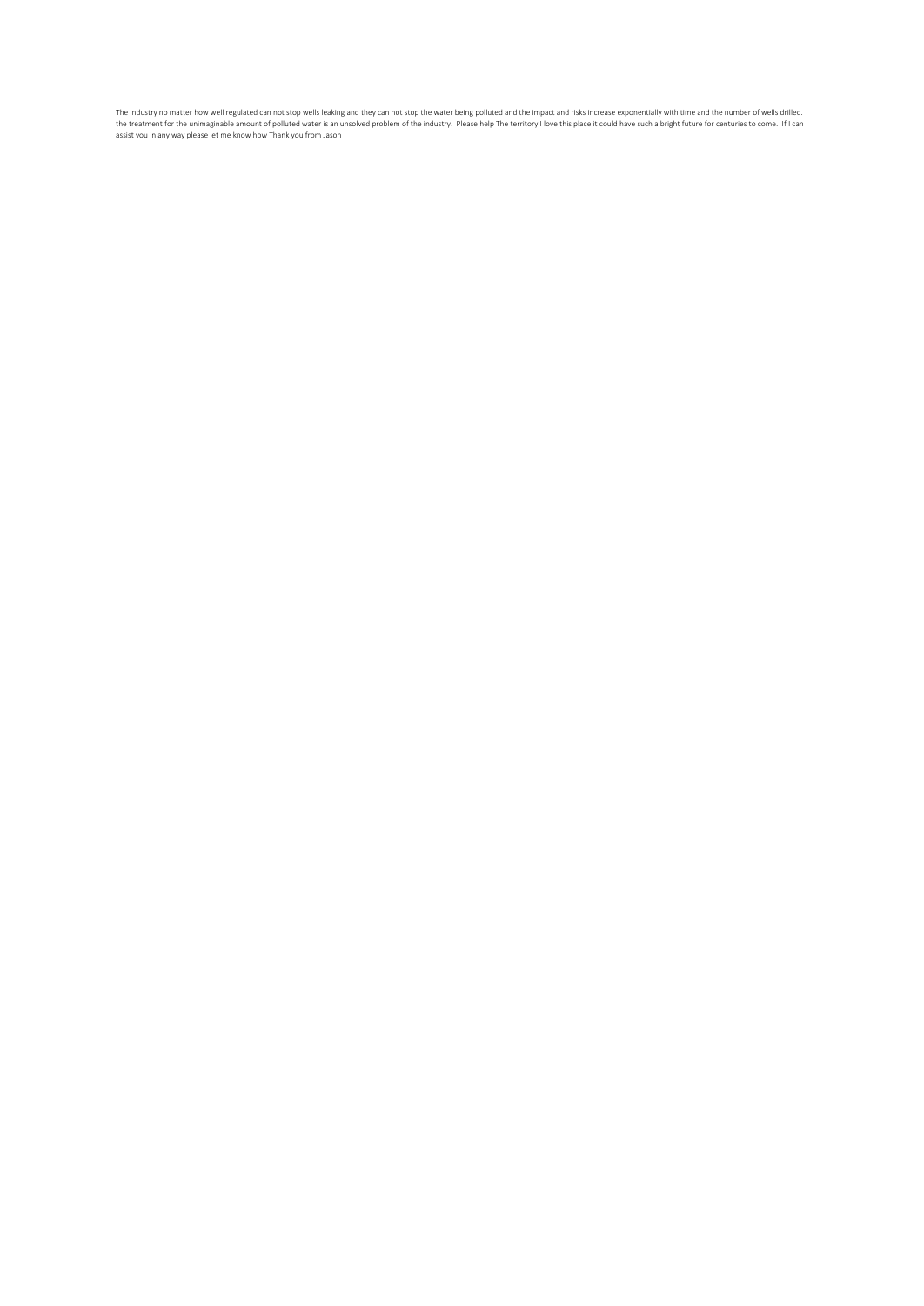The industry no matter how well regulated can not stop wells leaking and they can not stop the water being polluted and the impact and risks increase exponentially with time and the number of wells drilled. the treatment for the unimaginable amount of polluted water is an unsolved problem of the industry. Please help The territory I love this place it could have such a bright future for centuries to come. If I can assist you in any way please let me know how Thank you from Jason